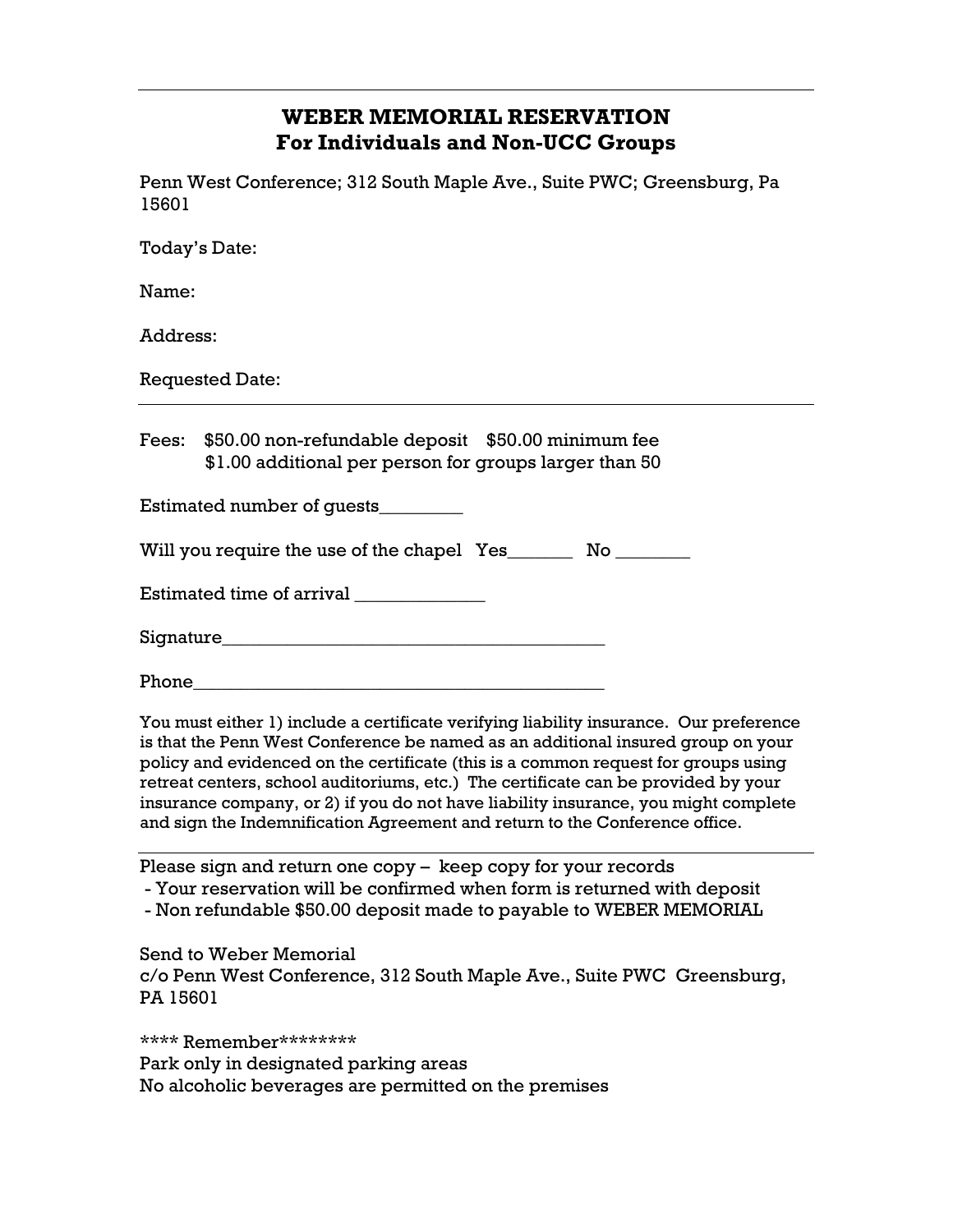---

# WEBER MEMORIAL RESERVATION
## For Individuals and Non-UCC Groups

Penn West Conference; 312 South Maple Ave., Suite PWC; Greensburg, Pa 15601

Today's Date:

Name:

Address:

Requested Date:

---

Fees: $50.00 non-refundable deposit $50.00 minimum fee
$1.00 additional per person for groups larger than 50

Estimated number of guests_________

Will you require the use of the chapel Yes_______ No ________

Estimated time of arrival ______________

Signature_________________________________________

Phone____________________________________________

You must either 1) include a certificate verifying liability insurance. Our preference is that the Penn West Conference be named as an additional insured group on your policy and evidenced on the certificate (this is a common request for groups using retreat centers, school auditoriums, etc.) The certificate can be provided by your insurance company, or 2) if you do not have liability insurance, you might complete and sign the Indemnification Agreement and return to the Conference office.

---

Please sign and return one copy – keep copy for your records
- Your reservation will be confirmed when form is returned with deposit
- Non refundable $50.00 deposit made to payable to WEBER MEMORIAL

Send to Weber Memorial
c/o Penn West Conference, 312 South Maple Ave., Suite PWC Greensburg, PA 15601

**** Remember********
Park only in designated parking areas
No alcoholic beverages are permitted on the premises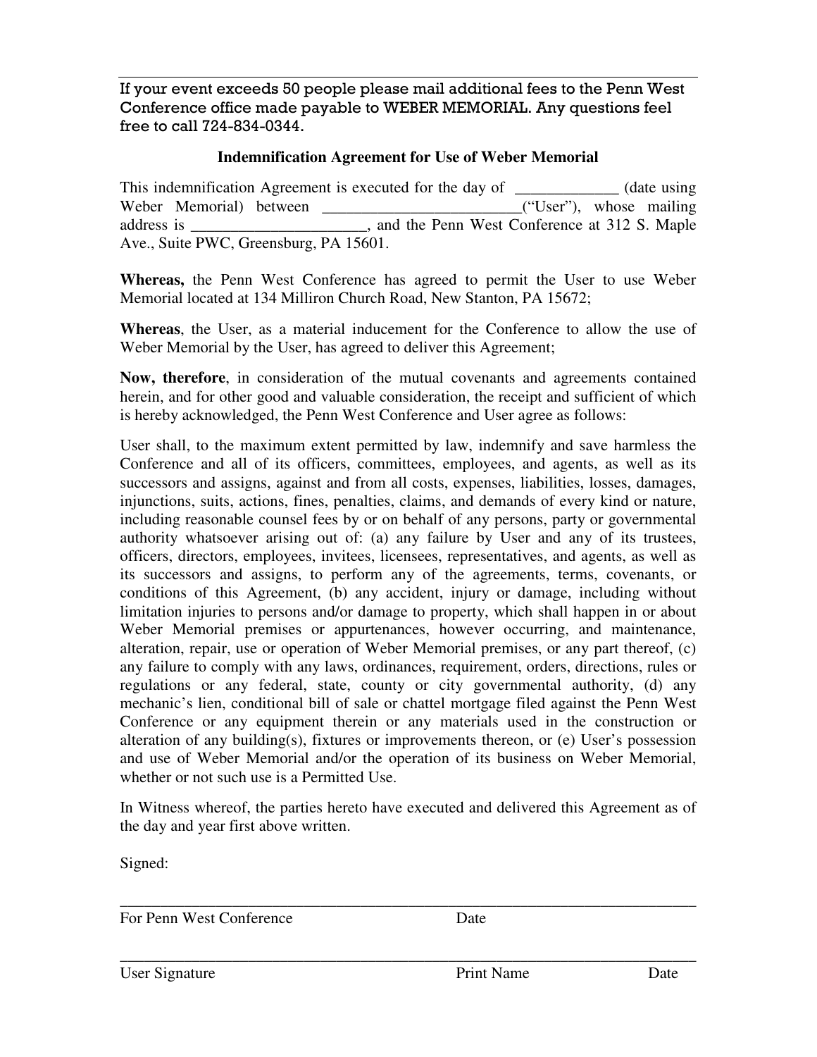If your event exceeds 50 people please mail additional fees to the Penn West Conference office made payable to WEBER MEMORIAL. Any questions feel free to call 724-834-0344.

**Indemnification Agreement for Use of Weber Memorial**

This indemnification Agreement is executed for the day of _____________ (date using Weber Memorial) between _________________________("User"), whose mailing address is ______________________, and the Penn West Conference at 312 S. Maple Ave., Suite PWC, Greensburg, PA 15601.

**Whereas,** the Penn West Conference has agreed to permit the User to use Weber Memorial located at 134 Milliron Church Road, New Stanton, PA 15672;

**Whereas**, the User, as a material inducement for the Conference to allow the use of Weber Memorial by the User, has agreed to deliver this Agreement;

**Now, therefore**, in consideration of the mutual covenants and agreements contained herein, and for other good and valuable consideration, the receipt and sufficient of which is hereby acknowledged, the Penn West Conference and User agree as follows:

User shall, to the maximum extent permitted by law, indemnify and save harmless the Conference and all of its officers, committees, employees, and agents, as well as its successors and assigns, against and from all costs, expenses, liabilities, losses, damages, injunctions, suits, actions, fines, penalties, claims, and demands of every kind or nature, including reasonable counsel fees by or on behalf of any persons, party or governmental authority whatsoever arising out of: (a) any failure by User and any of its trustees, officers, directors, employees, invitees, licensees, representatives, and agents, as well as its successors and assigns, to perform any of the agreements, terms, covenants, or conditions of this Agreement, (b) any accident, injury or damage, including without limitation injuries to persons and/or damage to property, which shall happen in or about Weber Memorial premises or appurtenances, however occurring, and maintenance, alteration, repair, use or operation of Weber Memorial premises, or any part thereof, (c) any failure to comply with any laws, ordinances, requirement, orders, directions, rules or regulations or any federal, state, county or city governmental authority, (d) any mechanic's lien, conditional bill of sale or chattel mortgage filed against the Penn West Conference or any equipment therein or any materials used in the construction or alteration of any building(s), fixtures or improvements thereon, or (e) User's possession and use of Weber Memorial and/or the operation of its business on Weber Memorial, whether or not such use is a Permitted Use.

In Witness whereof, the parties hereto have executed and delivered this Agreement as of the day and year first above written.

Signed:

_______________________________________________________________________________

For Penn West Conference                    Date

_______________________________________________________________________________

User Signature                    Print Name                    Date